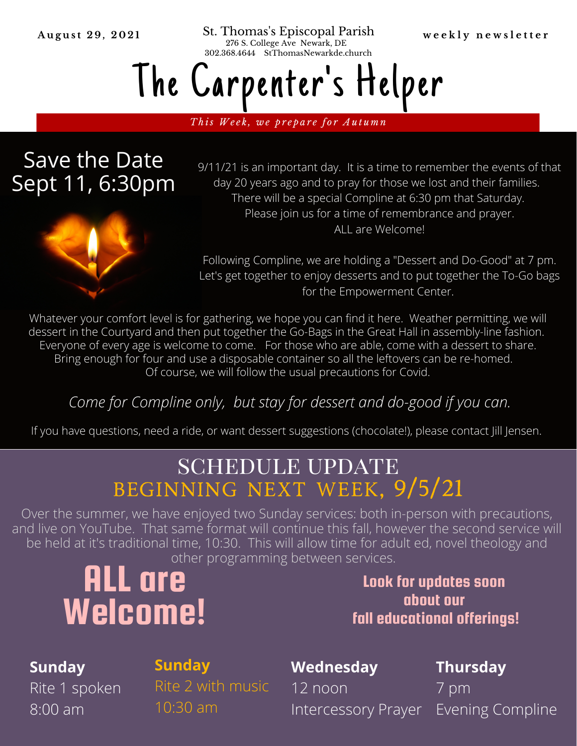**August 29, 2021**

St. Thomas's Episcopal Parish
276 S. College Ave Newark, DE
302.368.4644 StThomasNewarkde.church

**weekly newsletter**

# The Carpenter's Helper

*This Week, we prepare for Autumn*

## Save the Date Sept 11, 6:30pm

9/11/21 is an important day. It is a time to remember the events of that day 20 years ago and to pray for those we lost and their families. There will be a special Compline at 6:30 pm that Saturday. Please join us for a time of remembrance and prayer. ALL are Welcome!

Following Compline, we are holding a "Dessert and Do-Good" at 7 pm. Let's get together to enjoy desserts and to put together the To-Go bags for the Empowerment Center.

Whatever your comfort level is for gathering, we hope you can find it here. Weather permitting, we will dessert in the Courtyard and then put together the Go-Bags in the Great Hall in assembly-line fashion. Everyone of every age is welcome to come. For those who are able, come with a dessert to share. Bring enough for four and use a disposable container so all the leftovers can be re-homed. Of course, we will follow the usual precautions for Covid.

*Come for Compline only, but stay for dessert and do-good if you can.*

If you have questions, need a ride, or want dessert suggestions (chocolate!), please contact Jill Jensen.

## SCHEDULE UPDATE
## BEGINNING NEXT WEEK, 9/5/21

Over the summer, we have enjoyed two Sunday services: both in-person with precautions, and live on YouTube. That same format will continue this fall, however the second service will be held at it's traditional time, 10:30. This will allow time for adult ed, novel theology and other programming between services.

# ALL are Welcome!

**Look for updates soon about our fall educational offerings!**

**Sunday**
Rite 1 spoken
8:00 am

**Sunday**
Rite 2 with music
10:30 am

**Wednesday**
12 noon
Intercessory Prayer

**Thursday**
7 pm
Evening Compline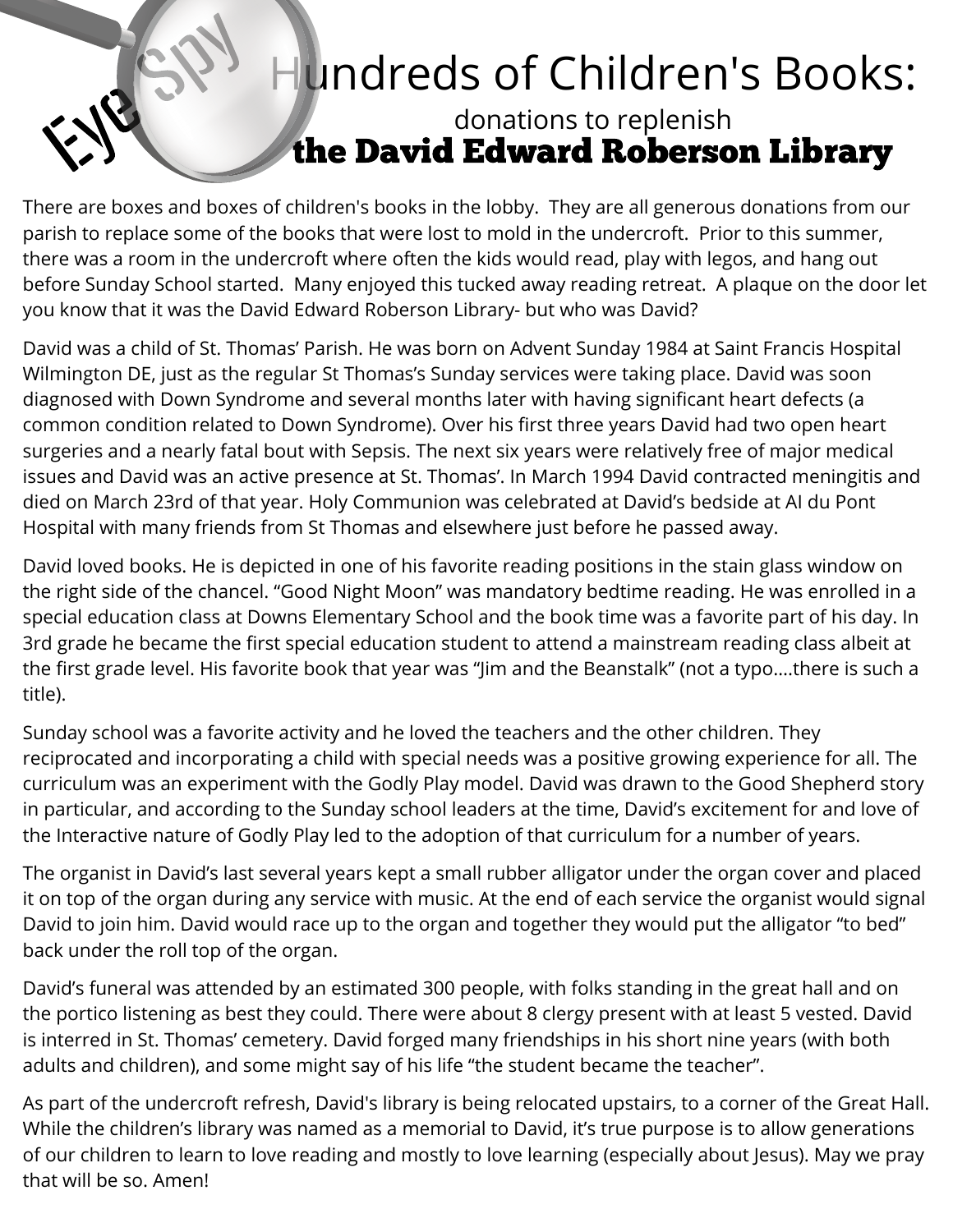Eye Spy

# Hundreds of Children's Books:

donations to replenish

## the David Edward Roberson Library

There are boxes and boxes of children's books in the lobby. They are all generous donations from our parish to replace some of the books that were lost to mold in the undercroft. Prior to this summer, there was a room in the undercroft where often the kids would read, play with legos, and hang out before Sunday School started. Many enjoyed this tucked away reading retreat. A plaque on the door let you know that it was the David Edward Roberson Library- but who was David?

David was a child of St. Thomas' Parish. He was born on Advent Sunday 1984 at Saint Francis Hospital Wilmington DE, just as the regular St Thomas's Sunday services were taking place. David was soon diagnosed with Down Syndrome and several months later with having significant heart defects (a common condition related to Down Syndrome). Over his first three years David had two open heart surgeries and a nearly fatal bout with Sepsis. The next six years were relatively free of major medical issues and David was an active presence at St. Thomas'. In March 1994 David contracted meningitis and died on March 23rd of that year. Holy Communion was celebrated at David's bedside at AI du Pont Hospital with many friends from St Thomas and elsewhere just before he passed away.

David loved books. He is depicted in one of his favorite reading positions in the stain glass window on the right side of the chancel. "Good Night Moon" was mandatory bedtime reading. He was enrolled in a special education class at Downs Elementary School and the book time was a favorite part of his day. In 3rd grade he became the first special education student to attend a mainstream reading class albeit at the first grade level. His favorite book that year was "Jim and the Beanstalk" (not a typo....there is such a title).

Sunday school was a favorite activity and he loved the teachers and the other children. They reciprocated and incorporating a child with special needs was a positive growing experience for all. The curriculum was an experiment with the Godly Play model. David was drawn to the Good Shepherd story in particular, and according to the Sunday school leaders at the time, David's excitement for and love of the Interactive nature of Godly Play led to the adoption of that curriculum for a number of years.

The organist in David's last several years kept a small rubber alligator under the organ cover and placed it on top of the organ during any service with music. At the end of each service the organist would signal David to join him. David would race up to the organ and together they would put the alligator "to bed" back under the roll top of the organ.

David's funeral was attended by an estimated 300 people, with folks standing in the great hall and on the portico listening as best they could. There were about 8 clergy present with at least 5 vested. David is interred in St. Thomas' cemetery. David forged many friendships in his short nine years (with both adults and children), and some might say of his life "the student became the teacher".

As part of the undercroft refresh, David's library is being relocated upstairs, to a corner of the Great Hall. While the children's library was named as a memorial to David, it's true purpose is to allow generations of our children to learn to love reading and mostly to love learning (especially about Jesus). May we pray that will be so. Amen!